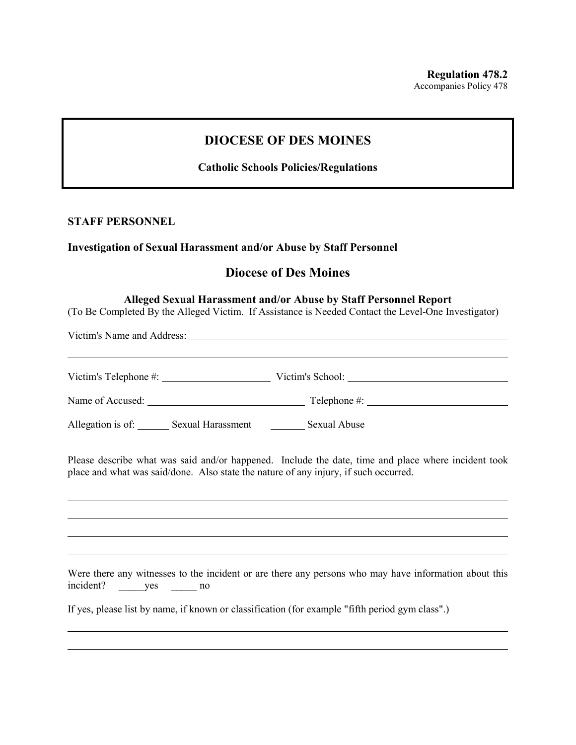**Regulation 478.2**
Accompanies Policy 478

# DIOCESE OF DES MOINES

**Catholic Schools Policies/Regulations**

**STAFF PERSONNEL**

**Investigation of Sexual Harassment and/or Abuse by Staff Personnel**

## Diocese of Des Moines

### Alleged Sexual Harassment and/or Abuse by Staff Personnel Report

(To Be Completed By the Alleged Victim. If Assistance is Needed Contact the Level-One Investigator)

Victim's Name and Address: ______________________________________________________________

_________________________________________________________________________________

Victim's Telephone #: ____________________ Victim's School: ______________________________

Name of Accused: ______________________________ Telephone #: __________________________

Allegation is of: ______ Sexual Harassment ______ Sexual Abuse

Please describe what was said and/or happened. Include the date, time and place where incident took place and what was said/done. Also state the nature of any injury, if such occurred.

_________________________________________________________________________________

_________________________________________________________________________________

_________________________________________________________________________________

_________________________________________________________________________________

Were there any witnesses to the incident or are there any persons who may have information about this incident? _____yes _____ no

If yes, please list by name, if known or classification (for example "fifth period gym class".)

_________________________________________________________________________________

_________________________________________________________________________________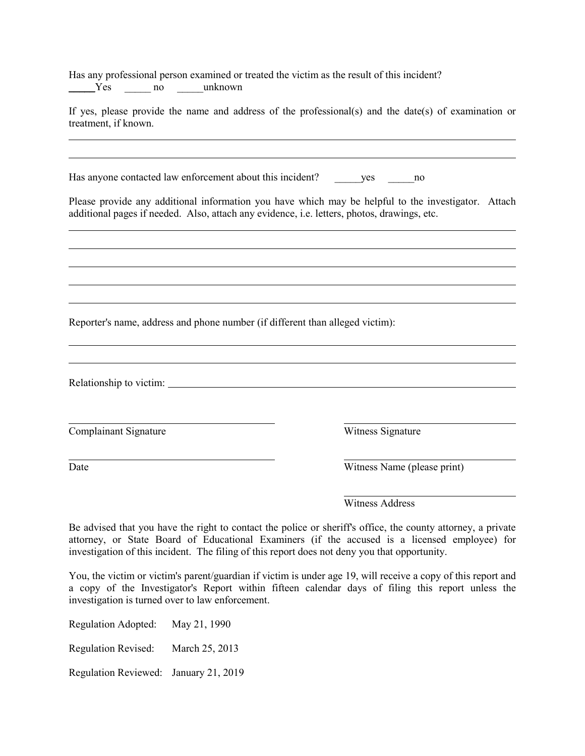Has any professional person examined or treated the victim as the result of this incident?
_____Yes _____ no _____unknown

If yes, please provide the name and address of the professional(s) and the date(s) of examination or treatment, if known.

________________________________________________________________________________

________________________________________________________________________________

Has anyone contacted law enforcement about this incident? _____yes _____no

Please provide any additional information you have which may be helpful to the investigator. Attach additional pages if needed. Also, attach any evidence, i.e. letters, photos, drawings, etc.

________________________________________________________________________________

________________________________________________________________________________

________________________________________________________________________________

________________________________________________________________________________

________________________________________________________________________________

Reporter's name, address and phone number (if different than alleged victim):

________________________________________________________________________________

________________________________________________________________________________

Relationship to victim: ________________________________________________________

______________________________ ______________________________
Complainant Signature Witness Signature

______________________________ ______________________________
Date Witness Name (please print)

______________________________
Witness Address

Be advised that you have the right to contact the police or sheriff's office, the county attorney, a private attorney, or State Board of Educational Examiners (if the accused is a licensed employee) for investigation of this incident. The filing of this report does not deny you that opportunity.

You, the victim or victim's parent/guardian if victim is under age 19, will receive a copy of this report and a copy of the Investigator's Report within fifteen calendar days of filing this report unless the investigation is turned over to law enforcement.

Regulation Adopted: May 21, 1990

Regulation Revised: March 25, 2013

Regulation Reviewed: January 21, 2019